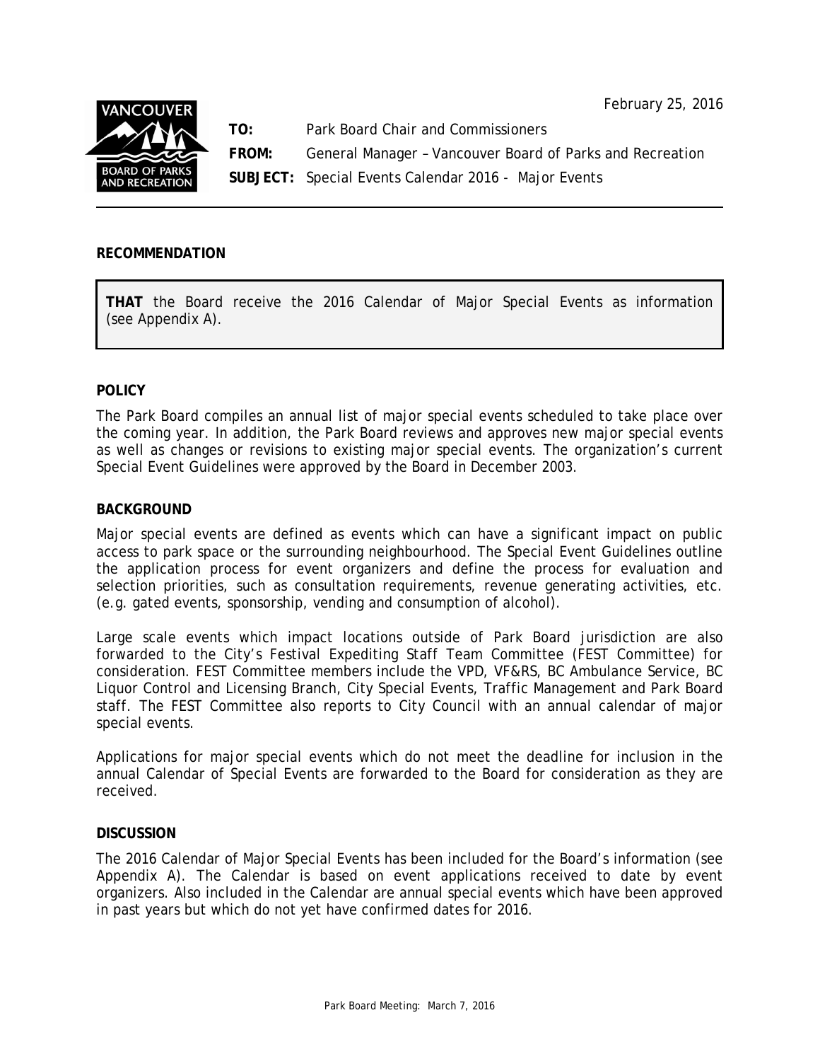February 25, 2016

**TO:** Park Board Chair and Commissioners

**FROM:** General Manager – Vancouver Board of Parks and Recreation

**SUBJECT:** Special Events Calendar 2016 - Major Events

## RECOMMENDATION

**THAT** the Board receive the 2016 Calendar of Major Special Events as information (see Appendix A).

## POLICY

The Park Board compiles an annual list of major special events scheduled to take place over the coming year. In addition, the Park Board reviews and approves new major special events as well as changes or revisions to existing major special events. The organization's current Special Event Guidelines were approved by the Board in December 2003.

## BACKGROUND

Major special events are defined as events which can have a significant impact on public access to park space or the surrounding neighbourhood. The Special Event Guidelines outline the application process for event organizers and define the process for evaluation and selection priorities, such as consultation requirements, revenue generating activities, etc. (e.g. gated events, sponsorship, vending and consumption of alcohol).

Large scale events which impact locations outside of Park Board jurisdiction are also forwarded to the City's Festival Expediting Staff Team Committee (FEST Committee) for consideration. FEST Committee members include the VPD, VF&RS, BC Ambulance Service, BC Liquor Control and Licensing Branch, City Special Events, Traffic Management and Park Board staff. The FEST Committee also reports to City Council with an annual calendar of major special events.

Applications for major special events which do not meet the deadline for inclusion in the annual Calendar of Special Events are forwarded to the Board for consideration as they are received.

## DISCUSSION

The 2016 Calendar of Major Special Events has been included for the Board's information (see Appendix A). The Calendar is based on event applications received to date by event organizers. Also included in the Calendar are annual special events which have been approved in past years but which do not yet have confirmed dates for 2016.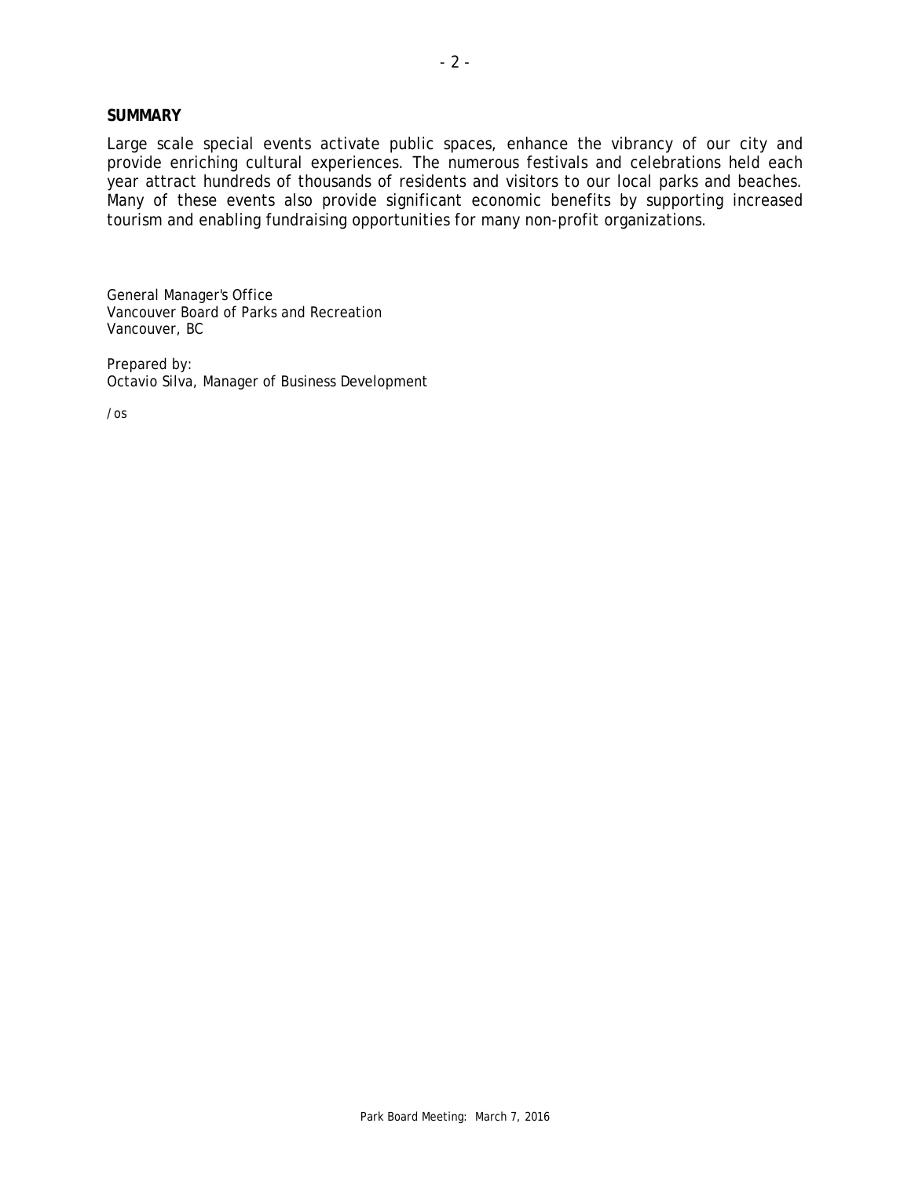## SUMMARY

Large scale special events activate public spaces, enhance the vibrancy of our city and provide enriching cultural experiences. The numerous festivals and celebrations held each year attract hundreds of thousands of residents and visitors to our local parks and beaches. Many of these events also provide significant economic benefits by supporting increased tourism and enabling fundraising opportunities for many non-profit organizations.

General Manager's Office
Vancouver Board of Parks and Recreation
Vancouver, BC

Prepared by:
Octavio Silva, Manager of Business Development

/os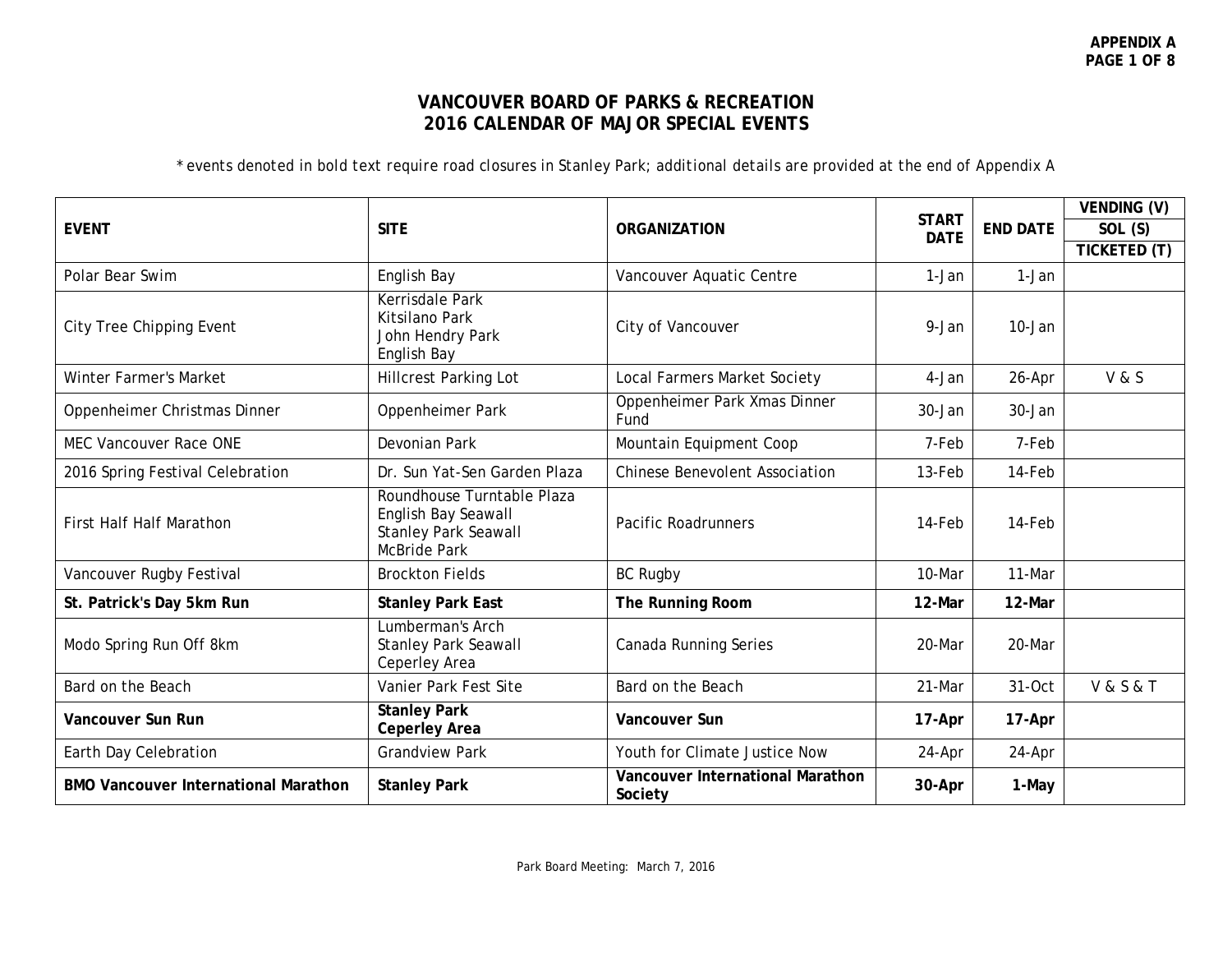# VANCOUVER BOARD OF PARKS & RECREATION
# 2016 CALENDAR OF MAJOR SPECIAL EVENTS

*events denoted in bold text require road closures in Stanley Park; additional details are provided at the end of Appendix A

| EVENT | SITE | ORGANIZATION | START DATE | END DATE | VENDING (V) SOL (S) TICKETED (T) |
|---|---|---|---|---|---|
| Polar Bear Swim | English Bay | Vancouver Aquatic Centre | 1-Jan | 1-Jan | |
| City Tree Chipping Event | Kerrisdale Park<br>Kitsilano Park<br>John Hendry Park<br>English Bay | City of Vancouver | 9-Jan | 10-Jan | |
| Winter Farmer's Market | Hillcrest Parking Lot | Local Farmers Market Society | 4-Jan | 26-Apr | V & S |
| Oppenheimer Christmas Dinner | Oppenheimer Park | Oppenheimer Park Xmas Dinner Fund | 30-Jan | 30-Jan | |
| MEC Vancouver Race ONE | Devonian Park | Mountain Equipment Coop | 7-Feb | 7-Feb | |
| 2016 Spring Festival Celebration | Dr. Sun Yat-Sen Garden Plaza | Chinese Benevolent Association | 13-Feb | 14-Feb | |
| First Half Half Marathon | Roundhouse Turntable Plaza<br>English Bay Seawall<br>Stanley Park Seawall<br>McBride Park | Pacific Roadrunners | 14-Feb | 14-Feb | |
| Vancouver Rugby Festival | Brockton Fields | BC Rugby | 10-Mar | 11-Mar | |
| **St. Patrick's Day 5km Run** | **Stanley Park East** | **The Running Room** | **12-Mar** | **12-Mar** | |
| Modo Spring Run Off 8km | Lumberman's Arch<br>Stanley Park Seawall<br>Ceperley Area | Canada Running Series | 20-Mar | 20-Mar | |
| Bard on the Beach | Vanier Park Fest Site | Bard on the Beach | 21-Mar | 31-Oct | V & S & T |
| **Vancouver Sun Run** | **Stanley Park<br>Ceperley Area** | **Vancouver Sun** | **17-Apr** | **17-Apr** | |
| Earth Day Celebration | Grandview Park | Youth for Climate Justice Now | 24-Apr | 24-Apr | |
| **BMO Vancouver International Marathon** | **Stanley Park** | **Vancouver International Marathon Society** | **30-Apr** | **1-May** | |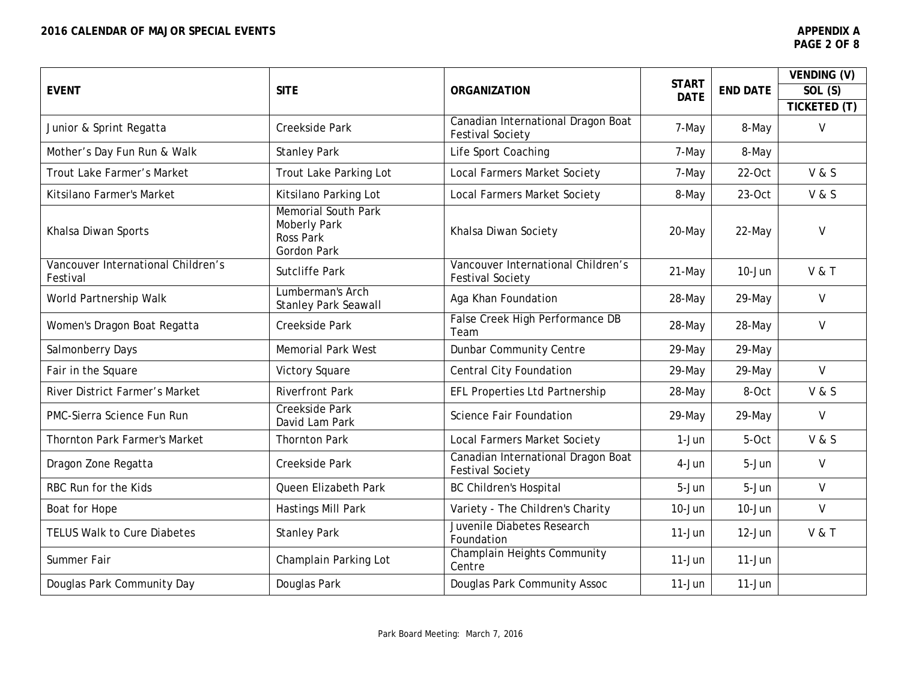## 2016 CALENDAR OF MAJOR SPECIAL EVENTS

**APPENDIX A**

| EVENT | SITE | ORGANIZATION | START DATE | END DATE | VENDING (V) SOL (S) TICKETED (T) |
|---|---|---|---|---|---|
| Junior & Sprint Regatta | Creekside Park | Canadian International Dragon Boat Festival Society | 7-May | 8-May | V |
| Mother's Day Fun Run & Walk | Stanley Park | Life Sport Coaching | 7-May | 8-May | |
| Trout Lake Farmer's Market | Trout Lake Parking Lot | Local Farmers Market Society | 7-May | 22-Oct | V & S |
| Kitsilano Farmer's Market | Kitsilano Parking Lot | Local Farmers Market Society | 8-May | 23-Oct | V & S |
| Khalsa Diwan Sports | Memorial South Park<br>Moberly Park<br>Ross Park<br>Gordon Park | Khalsa Diwan Society | 20-May | 22-May | V |
| Vancouver International Children's Festival | Sutcliffe Park | Vancouver International Children's Festival Society | 21-May | 10-Jun | V & T |
| World Partnership Walk | Lumberman's Arch<br>Stanley Park Seawall | Aga Khan Foundation | 28-May | 29-May | V |
| Women's Dragon Boat Regatta | Creekside Park | False Creek High Performance DB Team | 28-May | 28-May | V |
| Salmonberry Days | Memorial Park West | Dunbar Community Centre | 29-May | 29-May | |
| Fair in the Square | Victory Square | Central City Foundation | 29-May | 29-May | V |
| River District Farmer's Market | Riverfront Park | EFL Properties Ltd Partnership | 28-May | 8-Oct | V & S |
| PMC-Sierra Science Fun Run | Creekside Park<br>David Lam Park | Science Fair Foundation | 29-May | 29-May | V |
| Thornton Park Farmer's Market | Thornton Park | Local Farmers Market Society | 1-Jun | 5-Oct | V & S |
| Dragon Zone Regatta | Creekside Park | Canadian International Dragon Boat Festival Society | 4-Jun | 5-Jun | V |
| RBC Run for the Kids | Queen Elizabeth Park | BC Children's Hospital | 5-Jun | 5-Jun | V |
| Boat for Hope | Hastings Mill Park | Variety - The Children's Charity | 10-Jun | 10-Jun | V |
| TELUS Walk to Cure Diabetes | Stanley Park | Juvenile Diabetes Research Foundation | 11-Jun | 12-Jun | V & T |
| Summer Fair | Champlain Parking Lot | Champlain Heights Community Centre | 11-Jun | 11-Jun | |
| Douglas Park Community Day | Douglas Park | Douglas Park Community Assoc | 11-Jun | 11-Jun | |

Park Board Meeting: March 7, 2016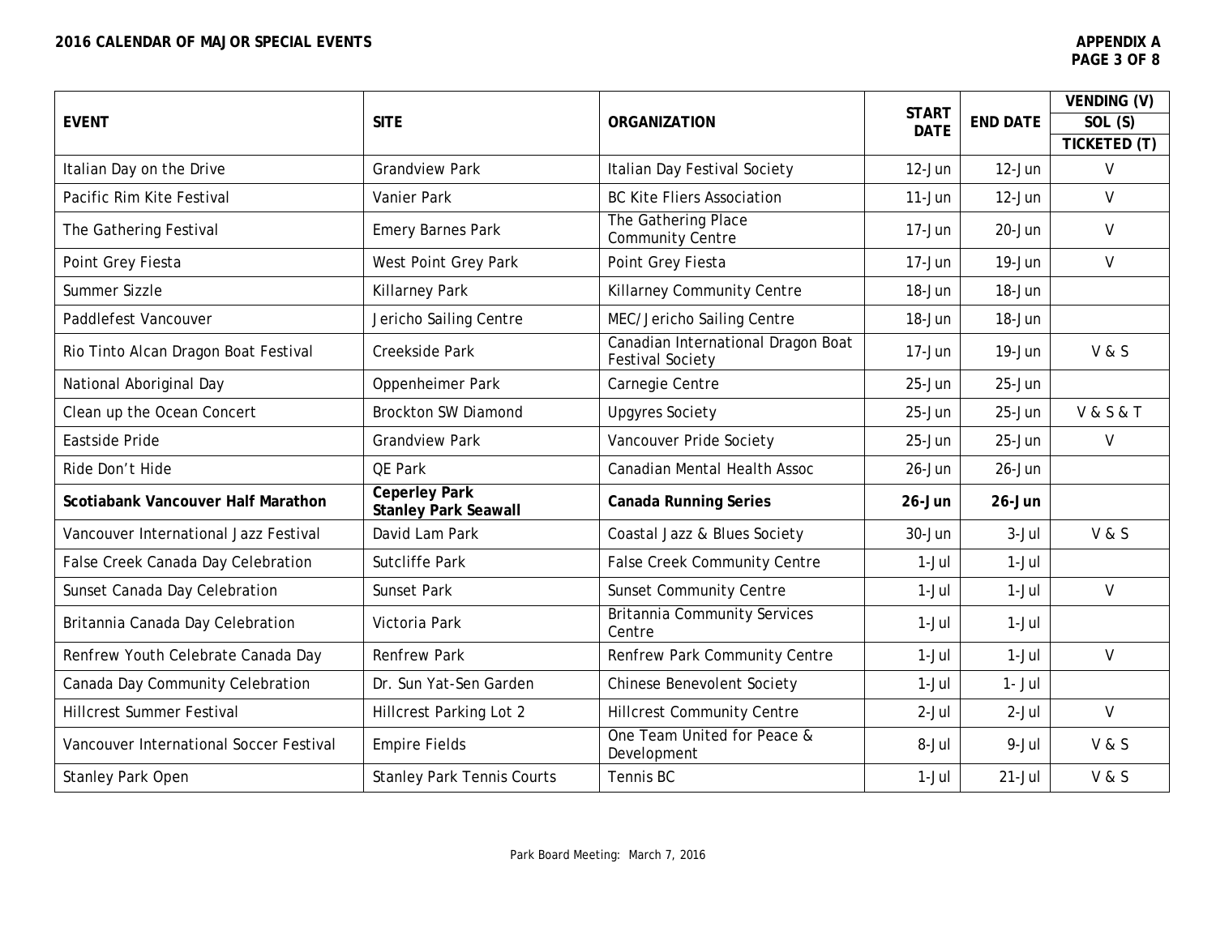**2016 CALENDAR OF MAJOR SPECIAL EVENTS**

**APPENDIX A**

| EVENT | SITE | ORGANIZATION | START DATE | END DATE | VENDING (V) SOL (S) TICKETED (T) |
|---|---|---|---|---|---|
| Italian Day on the Drive | Grandview Park | Italian Day Festival Society | 12-Jun | 12-Jun | V |
| Pacific Rim Kite Festival | Vanier Park | BC Kite Fliers Association | 11-Jun | 12-Jun | V |
| The Gathering Festival | Emery Barnes Park | The Gathering Place Community Centre | 17-Jun | 20-Jun | V |
| Point Grey Fiesta | West Point Grey Park | Point Grey Fiesta | 17-Jun | 19-Jun | V |
| Summer Sizzle | Killarney Park | Killarney Community Centre | 18-Jun | 18-Jun | |
| Paddlefest Vancouver | Jericho Sailing Centre | MEC/Jericho Sailing Centre | 18-Jun | 18-Jun | |
| Rio Tinto Alcan Dragon Boat Festival | Creekside Park | Canadian International Dragon Boat Festival Society | 17-Jun | 19-Jun | V & S |
| National Aboriginal Day | Oppenheimer Park | Carnegie Centre | 25-Jun | 25-Jun | |
| Clean up the Ocean Concert | Brockton SW Diamond | Upgyres Society | 25-Jun | 25-Jun | V & S & T |
| Eastside Pride | Grandview Park | Vancouver Pride Society | 25-Jun | 25-Jun | V |
| Ride Don't Hide | QE Park | Canadian Mental Health Assoc | 26-Jun | 26-Jun | |
| **Scotiabank Vancouver Half Marathon** | **Ceperley Park Stanley Park Seawall** | **Canada Running Series** | **26-Jun** | **26-Jun** | |
| Vancouver International Jazz Festival | David Lam Park | Coastal Jazz & Blues Society | 30-Jun | 3-Jul | V & S |
| False Creek Canada Day Celebration | Sutcliffe Park | False Creek Community Centre | 1-Jul | 1-Jul | |
| Sunset Canada Day Celebration | Sunset Park | Sunset Community Centre | 1-Jul | 1-Jul | V |
| Britannia Canada Day Celebration | Victoria Park | Britannia Community Services Centre | 1-Jul | 1-Jul | |
| Renfrew Youth Celebrate Canada Day | Renfrew Park | Renfrew Park Community Centre | 1-Jul | 1-Jul | V |
| Canada Day Community Celebration | Dr. Sun Yat-Sen Garden | Chinese Benevolent Society | 1-Jul | 1- Jul | |
| Hillcrest Summer Festival | Hillcrest Parking Lot 2 | Hillcrest Community Centre | 2-Jul | 2-Jul | V |
| Vancouver International Soccer Festival | Empire Fields | One Team United for Peace & Development | 8-Jul | 9-Jul | V & S |
| Stanley Park Open | Stanley Park Tennis Courts | Tennis BC | 1-Jul | 21-Jul | V & S |

Park Board Meeting: March 7, 2016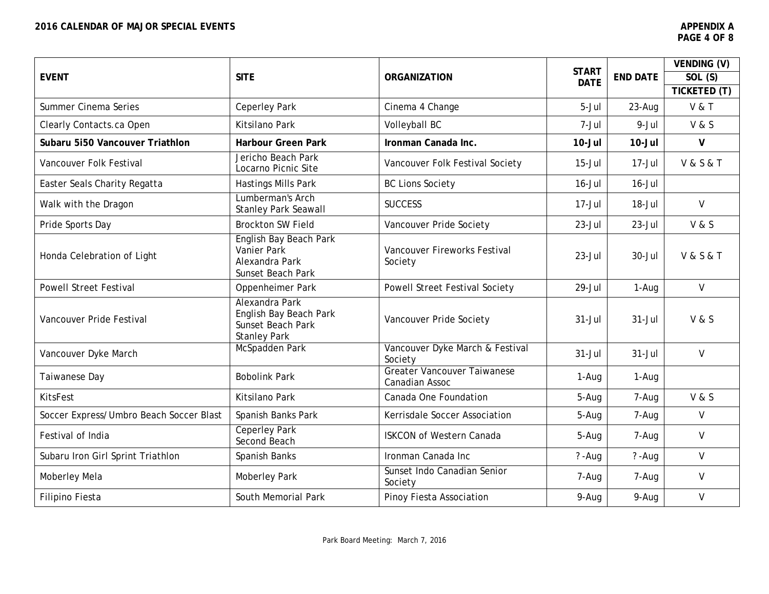| EVENT | SITE | ORGANIZATION | START DATE | END DATE | VENDING (V) SOL (S) TICKETED (T) |
|---|---|---|---|---|---|
| Summer Cinema Series | Ceperley Park | Cinema 4 Change | 5-Jul | 23-Aug | V & T |
| Clearly Contacts.ca Open | Kitsilano Park | Volleyball BC | 7-Jul | 9-Jul | V & S |
| **Subaru 5i50 Vancouver Triathlon** | **Harbour Green Park** | **Ironman Canada Inc.** | **10-Jul** | **10-Jul** | **V** |
| Vancouver Folk Festival | Jericho Beach Park<br>Locarno Picnic Site | Vancouver Folk Festival Society | 15-Jul | 17-Jul | V & S & T |
| Easter Seals Charity Regatta | Hastings Mills Park | BC Lions Society | 16-Jul | 16-Jul | |
| Walk with the Dragon | Lumberman's Arch<br>Stanley Park Seawall | SUCCESS | 17-Jul | 18-Jul | V |
| Pride Sports Day | Brockton SW Field | Vancouver Pride Society | 23-Jul | 23-Jul | V & S |
| Honda Celebration of Light | English Bay Beach Park<br>Vanier Park<br>Alexandra Park<br>Sunset Beach Park | Vancouver Fireworks Festival Society | 23-Jul | 30-Jul | V & S & T |
| Powell Street Festival | Oppenheimer Park | Powell Street Festival Society | 29-Jul | 1-Aug | V |
| Vancouver Pride Festival | Alexandra Park<br>English Bay Beach Park<br>Sunset Beach Park<br>Stanley Park | Vancouver Pride Society | 31-Jul | 31-Jul | V & S |
| Vancouver Dyke March | McSpadden Park | Vancouver Dyke March & Festival Society | 31-Jul | 31-Jul | V |
| Taiwanese Day | Bobolink Park | Greater Vancouver Taiwanese Canadian Assoc | 1-Aug | 1-Aug | |
| KitsFest | Kitsilano Park | Canada One Foundation | 5-Aug | 7-Aug | V & S |
| Soccer Express/Umbro Beach Soccer Blast | Spanish Banks Park | Kerrisdale Soccer Association | 5-Aug | 7-Aug | V |
| Festival of India | Ceperley Park<br>Second Beach | ISKCON of Western Canada | 5-Aug | 7-Aug | V |
| Subaru Iron Girl Sprint Triathlon | Spanish Banks | Ironman Canada Inc | ? -Aug | ? -Aug | V |
| Moberley Mela | Moberley Park | Sunset Indo Canadian Senior Society | 7-Aug | 7-Aug | V |
| Filipino Fiesta | South Memorial Park | Pinoy Fiesta Association | 9-Aug | 9-Aug | V |

Park Board Meeting: March 7, 2016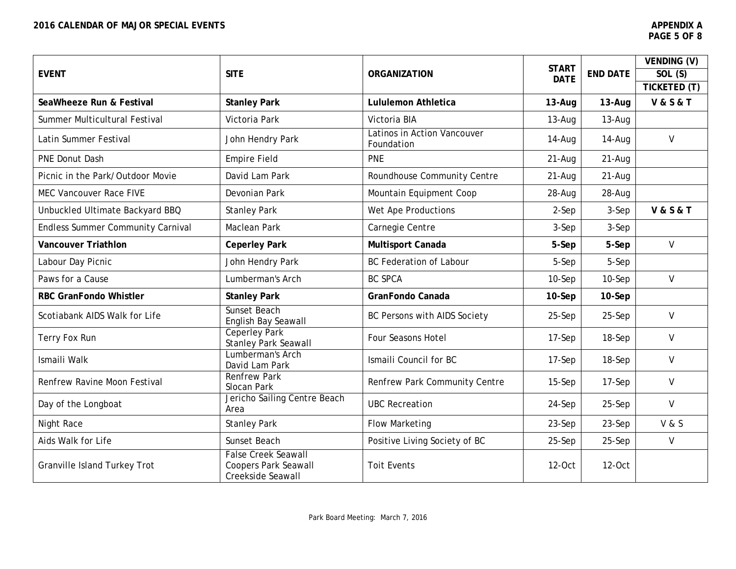# 2016 CALENDAR OF MAJOR SPECIAL EVENTS

**APPENDIX A**

| EVENT | SITE | ORGANIZATION | START DATE | END DATE | VENDING (V) SOL (S) TICKETED (T) |
|---|---|---|---|---|---|
| **SeaWheeze Run & Festival** | **Stanley Park** | **Lululemon Athletica** | **13-Aug** | **13-Aug** | **V & S & T** |
| Summer Multicultural Festival | Victoria Park | Victoria BIA | 13-Aug | 13-Aug | |
| Latin Summer Festival | John Hendry Park | Latinos in Action Vancouver Foundation | 14-Aug | 14-Aug | V |
| PNE Donut Dash | Empire Field | PNE | 21-Aug | 21-Aug | |
| Picnic in the Park/Outdoor Movie | David Lam Park | Roundhouse Community Centre | 21-Aug | 21-Aug | |
| MEC Vancouver Race FIVE | Devonian Park | Mountain Equipment Coop | 28-Aug | 28-Aug | |
| Unbuckled Ultimate Backyard BBQ | Stanley Park | Wet Ape Productions | 2-Sep | 3-Sep | **V & S & T** |
| Endless Summer Community Carnival | Maclean Park | Carnegie Centre | 3-Sep | 3-Sep | |
| **Vancouver Triathlon** | **Ceperley Park** | **Multisport Canada** | **5-Sep** | **5-Sep** | V |
| Labour Day Picnic | John Hendry Park | BC Federation of Labour | 5-Sep | 5-Sep | |
| Paws for a Cause | Lumberman's Arch | BC SPCA | 10-Sep | 10-Sep | V |
| **RBC GranFondo Whistler** | **Stanley Park** | **GranFondo Canada** | **10-Sep** | **10-Sep** | |
| Scotiabank AIDS Walk for Life | Sunset Beach<br>English Bay Seawall | BC Persons with AIDS Society | 25-Sep | 25-Sep | V |
| Terry Fox Run | Ceperley Park<br>Stanley Park Seawall | Four Seasons Hotel | 17-Sep | 18-Sep | V |
| Ismaili Walk | Lumberman's Arch<br>David Lam Park | Ismaili Council for BC | 17-Sep | 18-Sep | V |
| Renfrew Ravine Moon Festival | Renfrew Park<br>Slocan Park | Renfrew Park Community Centre | 15-Sep | 17-Sep | V |
| Day of the Longboat | Jericho Sailing Centre Beach Area | UBC Recreation | 24-Sep | 25-Sep | V |
| Night Race | Stanley Park | Flow Marketing | 23-Sep | 23-Sep | V & S |
| Aids Walk for Life | Sunset Beach | Positive Living Society of BC | 25-Sep | 25-Sep | V |
| Granville Island Turkey Trot | False Creek Seawall<br>Coopers Park Seawall<br>Creekside Seawall | Toit Events | 12-Oct | 12-Oct | |

Park Board Meeting: March 7, 2016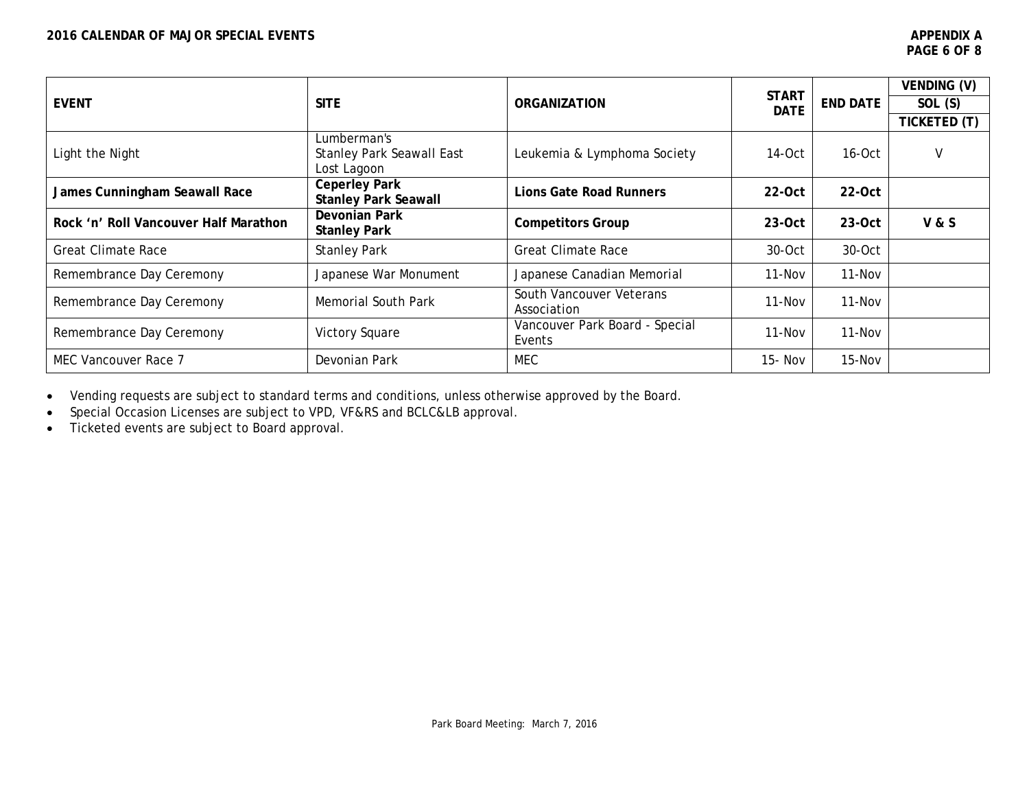## 2016 CALENDAR OF MAJOR SPECIAL EVENTS

**APPENDIX A**

| EVENT | SITE | ORGANIZATION | START DATE | END DATE | VENDING (V) / SOL (S) / TICKETED (T) |
|---|---|---|---|---|---|
| Light the Night | Lumberman's<br>Stanley Park Seawall East<br>Lost Lagoon | Leukemia & Lymphoma Society | 14-Oct | 16-Oct | V |
| **James Cunningham Seawall Race** | **Ceperley Park**<br>**Stanley Park Seawall** | **Lions Gate Road Runners** | **22-Oct** | **22-Oct** | |
| **Rock 'n' Roll Vancouver Half Marathon** | **Devonian Park**<br>**Stanley Park** | **Competitors Group** | **23-Oct** | **23-Oct** | **V & S** |
| Great Climate Race | Stanley Park | Great Climate Race | 30-Oct | 30-Oct | |
| Remembrance Day Ceremony | Japanese War Monument | Japanese Canadian Memorial | 11-Nov | 11-Nov | |
| Remembrance Day Ceremony | Memorial South Park | South Vancouver Veterans Association | 11-Nov | 11-Nov | |
| Remembrance Day Ceremony | Victory Square | Vancouver Park Board - Special Events | 11-Nov | 11-Nov | |
| MEC Vancouver Race 7 | Devonian Park | MEC | 15- Nov | 15-Nov | |

- Vending requests are subject to standard terms and conditions, unless otherwise approved by the Board.
- Special Occasion Licenses are subject to VPD, VF&RS and BCLC&LB approval.
- Ticketed events are subject to Board approval.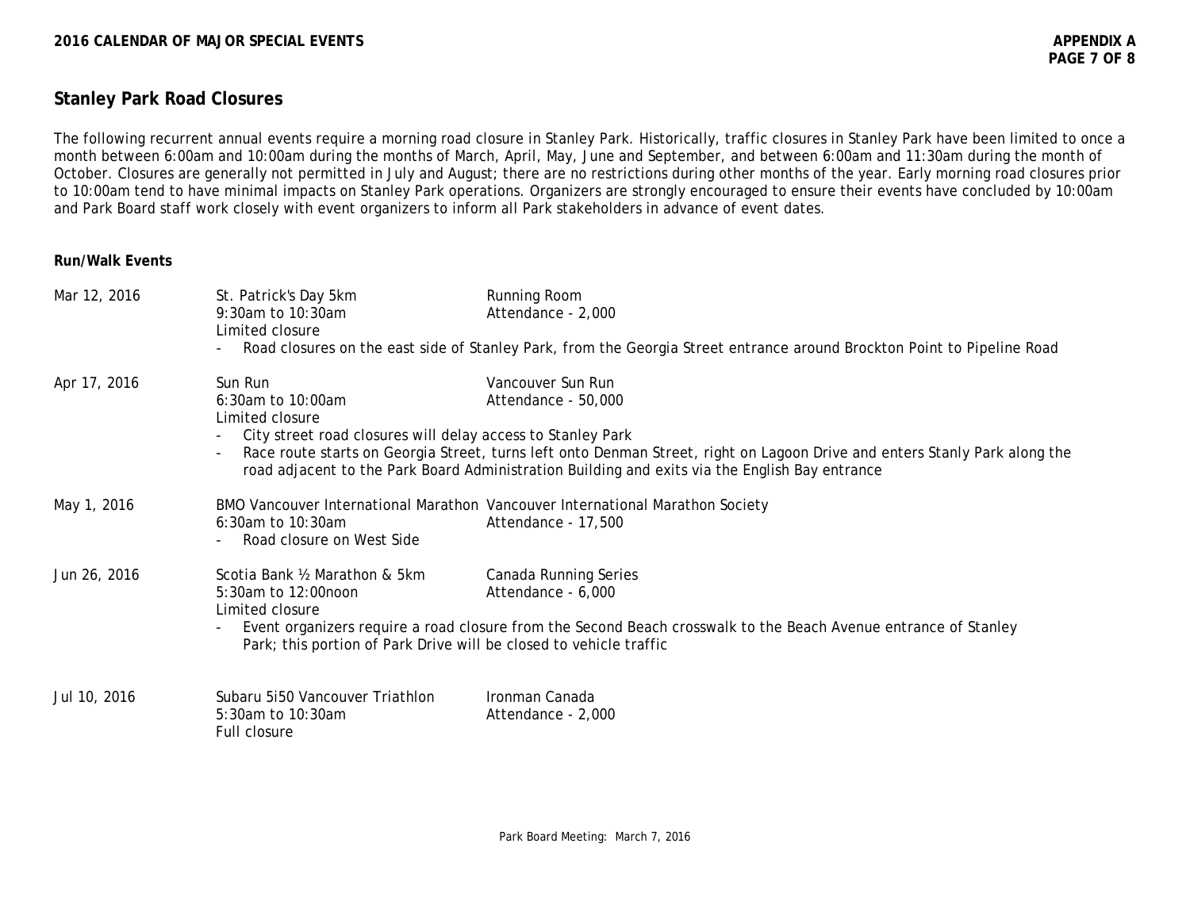## Stanley Park Road Closures

The following recurrent annual events require a morning road closure in Stanley Park. Historically, traffic closures in Stanley Park have been limited to once a month between 6:00am and 10:00am during the months of March, April, May, June and September, and between 6:00am and 11:30am during the month of October. Closures are generally not permitted in July and August; there are no restrictions during other months of the year. Early morning road closures prior to 10:00am tend to have minimal impacts on Stanley Park operations. Organizers are strongly encouraged to ensure their events have concluded by 10:00am and Park Board staff work closely with event organizers to inform all Park stakeholders in advance of event dates.

**Run/Walk Events**

**Mar 12, 2016**
St. Patrick's Day 5km — Running Room
9:30am to 10:30am — Attendance - 2,000
Limited closure
- Road closures on the east side of Stanley Park, from the Georgia Street entrance around Brockton Point to Pipeline Road

**Apr 17, 2016**
Sun Run — Vancouver Sun Run
6:30am to 10:00am — Attendance - 50,000
Limited closure
- City street road closures will delay access to Stanley Park
- Race route starts on Georgia Street, turns left onto Denman Street, right on Lagoon Drive and enters Stanly Park along the road adjacent to the Park Board Administration Building and exits via the English Bay entrance

**May 1, 2016**
BMO Vancouver International Marathon — Vancouver International Marathon Society
6:30am to 10:30am — Attendance - 17,500
- Road closure on West Side

**Jun 26, 2016**
Scotia Bank ½ Marathon & 5km — Canada Running Series
5:30am to 12:00noon — Attendance - 6,000
Limited closure
- Event organizers require a road closure from the Second Beach crosswalk to the Beach Avenue entrance of Stanley Park; this portion of Park Drive will be closed to vehicle traffic

**Jul 10, 2016**
Subaru 5i50 Vancouver Triathlon — Ironman Canada
5:30am to 10:30am — Attendance - 2,000
Full closure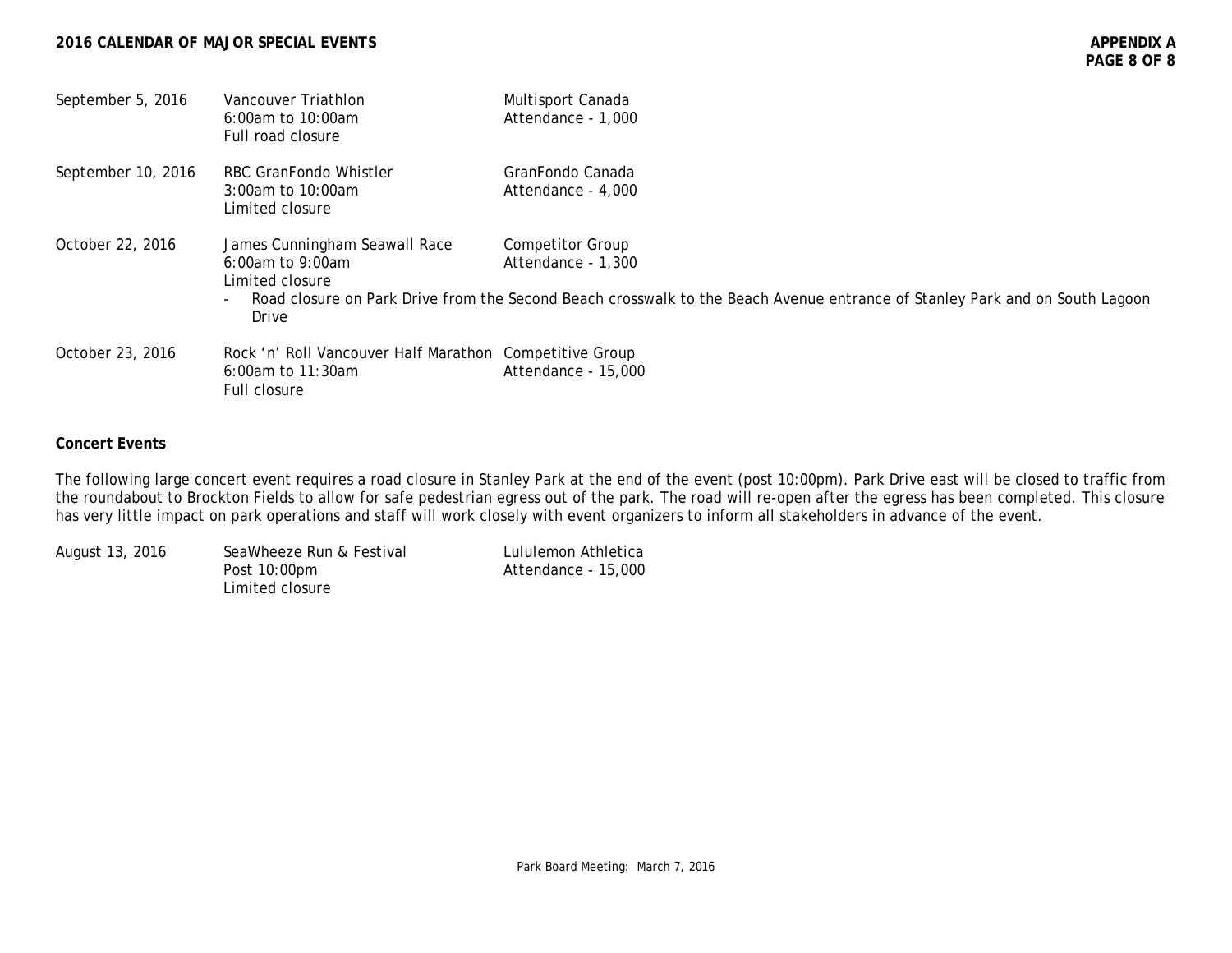| | | |
|---|---|---|
| September 5, 2016 | Vancouver Triathlon<br>6:00am to 10:00am<br>Full road closure | Multisport Canada<br>Attendance - 1,000 |
| September 10, 2016 | RBC GranFondo Whistler<br>3:00am to 10:00am<br>Limited closure | GranFondo Canada<br>Attendance - 4,000 |
| October 22, 2016 | James Cunningham Seawall Race<br>6:00am to 9:00am<br>Limited closure | Competitor Group<br>Attendance - 1,300 |

- Road closure on Park Drive from the Second Beach crosswalk to the Beach Avenue entrance of Stanley Park and on South Lagoon Drive

| | | |
|---|---|---|
| October 23, 2016 | Rock 'n' Roll Vancouver Half Marathon<br>6:00am to 11:30am<br>Full closure | Competitive Group<br>Attendance - 15,000 |

**Concert Events**

The following large concert event requires a road closure in Stanley Park at the end of the event (post 10:00pm). Park Drive east will be closed to traffic from the roundabout to Brockton Fields to allow for safe pedestrian egress out of the park. The road will re-open after the egress has been completed. This closure has very little impact on park operations and staff will work closely with event organizers to inform all stakeholders in advance of the event.

| | | |
|---|---|---|
| August 13, 2016 | SeaWheeze Run & Festival<br>Post 10:00pm<br>Limited closure | Lululemon Athletica<br>Attendance - 15,000 |